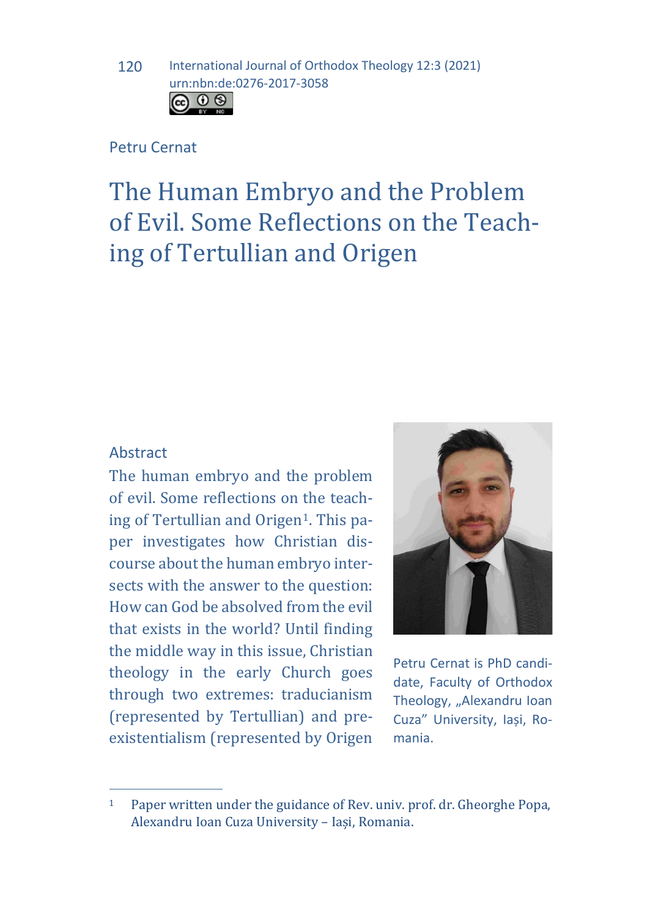Petru Cernat

# The Human Embryo and the Problem of Evil. Some Reflections on the Teaching of Tertullian and Origen

## Abstract

The human embryo and the problem of evil. Some reflections on the teaching of Tertullian and Origen[1]. This paper investigates how Christian discourse about the human embryo intersects with the answer to the question: How can God be absolved from the evil that exists in the world? Until finding the middle way in this issue, Christian theology in the early Church goes through two extremes: traducianism (represented by Tertullian) and pre-existentialism (represented by Origen

Petru Cernat is PhD candidate, Faculty of Orthodox Theology, „Alexandru Ioan Cuza" University, Iași, Romania.

[1] Paper written under the guidance of Rev. univ. prof. dr. Gheorghe Popa, Alexandru Ioan Cuza University – Iași, Romania.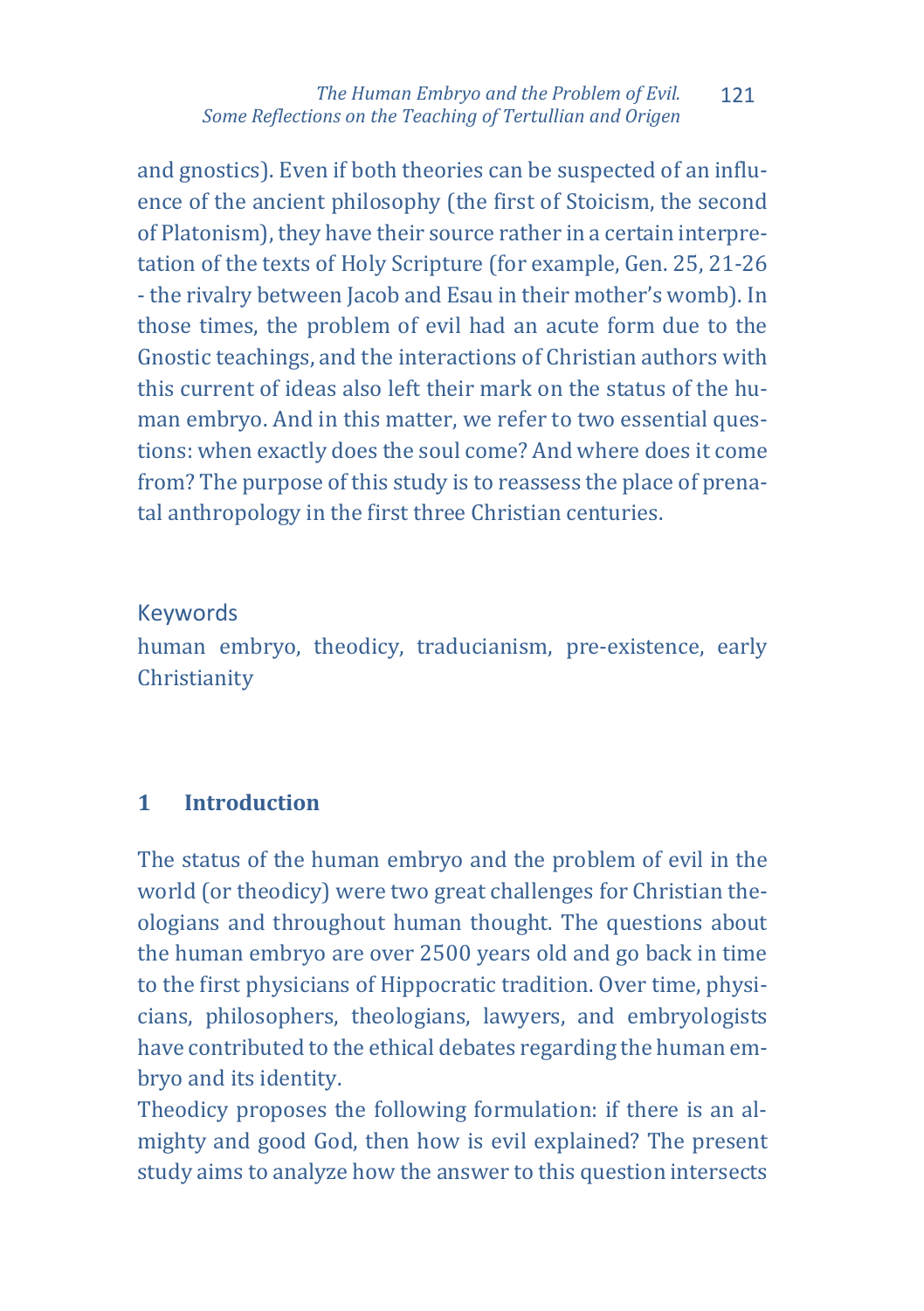and gnostics). Even if both theories can be suspected of an influence of the ancient philosophy (the first of Stoicism, the second of Platonism), they have their source rather in a certain interpretation of the texts of Holy Scripture (for example, Gen. 25, 21-26 - the rivalry between Jacob and Esau in their mother's womb). In those times, the problem of evil had an acute form due to the Gnostic teachings, and the interactions of Christian authors with this current of ideas also left their mark on the status of the human embryo. And in this matter, we refer to two essential questions: when exactly does the soul come? And where does it come from? The purpose of this study is to reassess the place of prenatal anthropology in the first three Christian centuries.

Keywords

human embryo, theodicy, traducianism, pre-existence, early Christianity

## 1 Introduction

The status of the human embryo and the problem of evil in the world (or theodicy) were two great challenges for Christian theologians and throughout human thought. The questions about the human embryo are over 2500 years old and go back in time to the first physicians of Hippocratic tradition. Over time, physicians, philosophers, theologians, lawyers, and embryologists have contributed to the ethical debates regarding the human embryo and its identity.

Theodicy proposes the following formulation: if there is an almighty and good God, then how is evil explained? The present study aims to analyze how the answer to this question intersects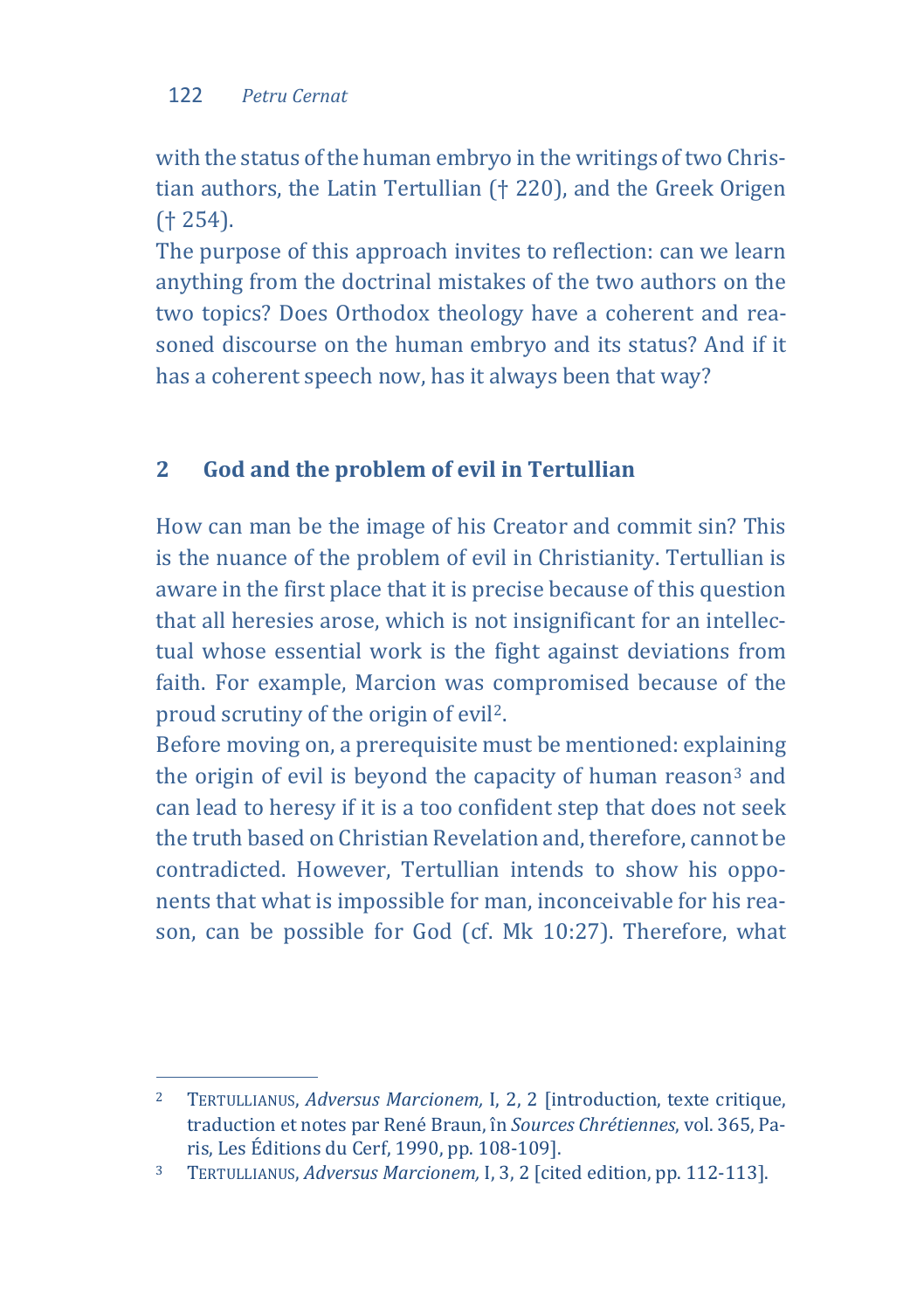with the status of the human embryo in the writings of two Christian authors, the Latin Tertullian († 220), and the Greek Origen († 254).

The purpose of this approach invites to reflection: can we learn anything from the doctrinal mistakes of the two authors on the two topics? Does Orthodox theology have a coherent and reasoned discourse on the human embryo and its status? And if it has a coherent speech now, has it always been that way?

## 2 God and the problem of evil in Tertullian

How can man be the image of his Creator and commit sin? This is the nuance of the problem of evil in Christianity. Tertullian is aware in the first place that it is precise because of this question that all heresies arose, which is not insignificant for an intellectual whose essential work is the fight against deviations from faith. For example, Marcion was compromised because of the proud scrutiny of the origin of evil[2].

Before moving on, a prerequisite must be mentioned: explaining the origin of evil is beyond the capacity of human reason[3] and can lead to heresy if it is a too confident step that does not seek the truth based on Christian Revelation and, therefore, cannot be contradicted. However, Tertullian intends to show his opponents that what is impossible for man, inconceivable for his reason, can be possible for God (cf. Mk 10:27). Therefore, what

---

[2] TERTULLIANUS, *Adversus Marcionem,* I, 2, 2 [introduction, texte critique, traduction et notes par René Braun, în *Sources Chrétiennes*, vol. 365, Paris, Les Éditions du Cerf, 1990, pp. 108-109].

[3] TERTULLIANUS, *Adversus Marcionem,* I, 3, 2 [cited edition, pp. 112-113].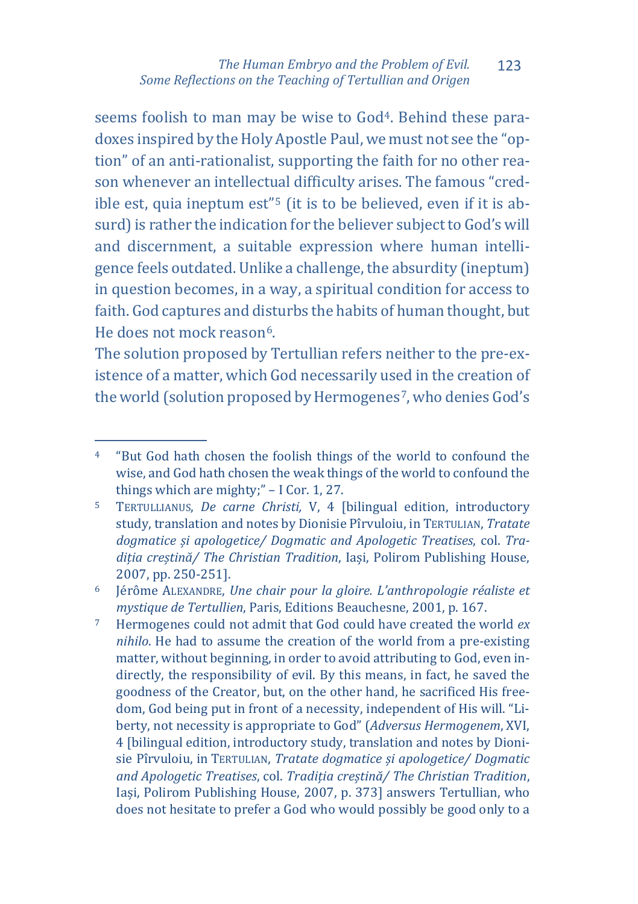seems foolish to man may be wise to God[4]. Behind these paradoxes inspired by the Holy Apostle Paul, we must not see the "option" of an anti-rationalist, supporting the faith for no other reason whenever an intellectual difficulty arises. The famous "credible est, quia ineptum est"[5] (it is to be believed, even if it is absurd) is rather the indication for the believer subject to God's will and discernment, a suitable expression where human intelligence feels outdated. Unlike a challenge, the absurdity (ineptum) in question becomes, in a way, a spiritual condition for access to faith. God captures and disturbs the habits of human thought, but He does not mock reason[6].

The solution proposed by Tertullian refers neither to the pre-existence of a matter, which God necessarily used in the creation of the world (solution proposed by Hermogenes[7], who denies God's

---

[4] "But God hath chosen the foolish things of the world to confound the wise, and God hath chosen the weak things of the world to confound the things which are mighty;" – I Cor. 1, 27.

[5] TERTULLIANUS, *De carne Christi,* V, 4 [bilingual edition, introductory study, translation and notes by Dionisie Pîrvuloiu, in TERTULIAN, *Tratate dogmatice și apologetice/ Dogmatic and Apologetic Treatises*, col. *Tradiția creștină/ The Christian Tradition*, Iași, Polirom Publishing House, 2007, pp. 250-251].

[6] Jérôme ALEXANDRE, *Une chair pour la gloire. L'anthropologie réaliste et mystique de Tertullien*, Paris, Editions Beauchesne, 2001, p. 167.

[7] Hermogenes could not admit that God could have created the world *ex nihilo*. He had to assume the creation of the world from a pre-existing matter, without beginning, in order to avoid attributing to God, even indirectly, the responsibility of evil. By this means, in fact, he saved the goodness of the Creator, but, on the other hand, he sacrificed His freedom, God being put in front of a necessity, independent of His will. "Liberty, not necessity is appropriate to God" (*Adversus Hermogenem*, XVI, 4 [bilingual edition, introductory study, translation and notes by Dionisie Pîrvuloiu, in TERTULIAN, *Tratate dogmatice și apologetice/ Dogmatic and Apologetic Treatises*, col. *Tradiția creștină/ The Christian Tradition*, Iași, Polirom Publishing House, 2007, p. 373] answers Tertullian, who does not hesitate to prefer a God who would possibly be good only to a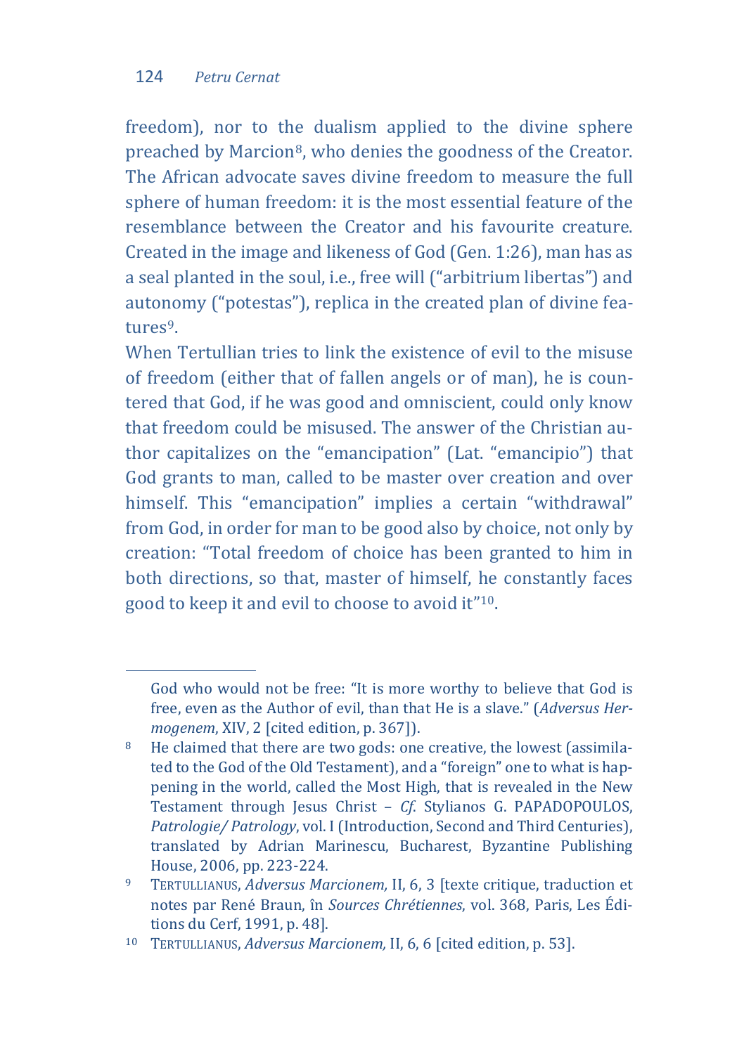freedom), nor to the dualism applied to the divine sphere preached by Marcion[8], who denies the goodness of the Creator. The African advocate saves divine freedom to measure the full sphere of human freedom: it is the most essential feature of the resemblance between the Creator and his favourite creature. Created in the image and likeness of God (Gen. 1:26), man has as a seal planted in the soul, i.e., free will ("arbitrium libertas") and autonomy ("potestas"), replica in the created plan of divine features[9].

When Tertullian tries to link the existence of evil to the misuse of freedom (either that of fallen angels or of man), he is countered that God, if he was good and omniscient, could only know that freedom could be misused. The answer of the Christian author capitalizes on the "emancipation" (Lat. "emancipio") that God grants to man, called to be master over creation and over himself. This "emancipation" implies a certain "withdrawal" from God, in order for man to be good also by choice, not only by creation: "Total freedom of choice has been granted to him in both directions, so that, master of himself, he constantly faces good to keep it and evil to choose to avoid it"[10].

---

God who would not be free: "It is more worthy to believe that God is free, even as the Author of evil, than that He is a slave." (*Adversus Hermogenem*, XIV, 2 [cited edition, p. 367]).

[8] He claimed that there are two gods: one creative, the lowest (assimilated to the God of the Old Testament), and a "foreign" one to what is happening in the world, called the Most High, that is revealed in the New Testament through Jesus Christ – *Cf.* Stylianos G. PAPADOPOULOS, *Patrologie/ Patrology*, vol. I (Introduction, Second and Third Centuries), translated by Adrian Marinescu, Bucharest, Byzantine Publishing House, 2006, pp. 223-224.

[9] TERTULLIANUS, *Adversus Marcionem,* II, 6, 3 [texte critique, traduction et notes par René Braun, în *Sources Chrétiennes*, vol. 368, Paris, Les Éditions du Cerf, 1991, p. 48].

[10] TERTULLIANUS, *Adversus Marcionem,* II, 6, 6 [cited edition, p. 53].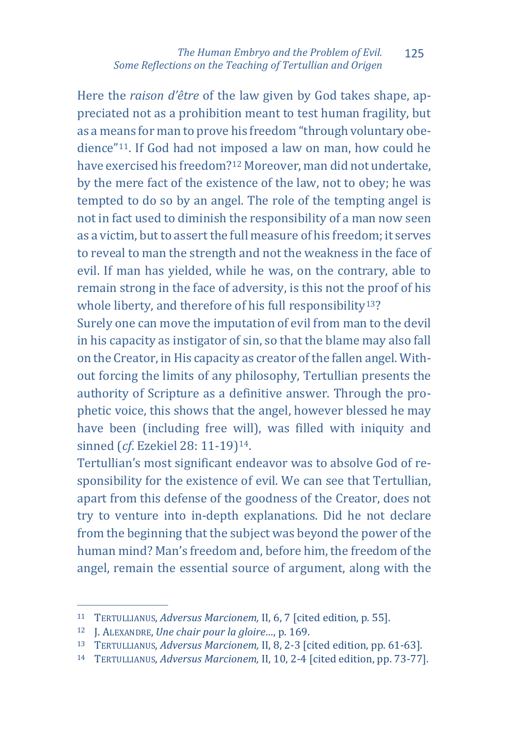Here the *raison d'être* of the law given by God takes shape, appreciated not as a prohibition meant to test human fragility, but as a means for man to prove his freedom "through voluntary obedience"[11]. If God had not imposed a law on man, how could he have exercised his freedom?[12] Moreover, man did not undertake, by the mere fact of the existence of the law, not to obey; he was tempted to do so by an angel. The role of the tempting angel is not in fact used to diminish the responsibility of a man now seen as a victim, but to assert the full measure of his freedom; it serves to reveal to man the strength and not the weakness in the face of evil. If man has yielded, while he was, on the contrary, able to remain strong in the face of adversity, is this not the proof of his whole liberty, and therefore of his full responsibility[13]?

Surely one can move the imputation of evil from man to the devil in his capacity as instigator of sin, so that the blame may also fall on the Creator, in His capacity as creator of the fallen angel. Without forcing the limits of any philosophy, Tertullian presents the authority of Scripture as a definitive answer. Through the prophetic voice, this shows that the angel, however blessed he may have been (including free will), was filled with iniquity and sinned (*cf*. Ezekiel 28: 11-19)[14].

Tertullian's most significant endeavor was to absolve God of responsibility for the existence of evil. We can see that Tertullian, apart from this defense of the goodness of the Creator, does not try to venture into in-depth explanations. Did he not declare from the beginning that the subject was beyond the power of the human mind? Man's freedom and, before him, the freedom of the angel, remain the essential source of argument, along with the

---

[11] TERTULLIANUS, *Adversus Marcionem,* II, 6, 7 [cited edition, p. 55].

[12] J. ALEXANDRE, *Une chair pour la gloire…*, p. 169.

[13] TERTULLIANUS, *Adversus Marcionem,* II, 8, 2-3 [cited edition, pp. 61-63].

[14] TERTULLIANUS, *Adversus Marcionem,* II, 10, 2-4 [cited edition, pp. 73-77].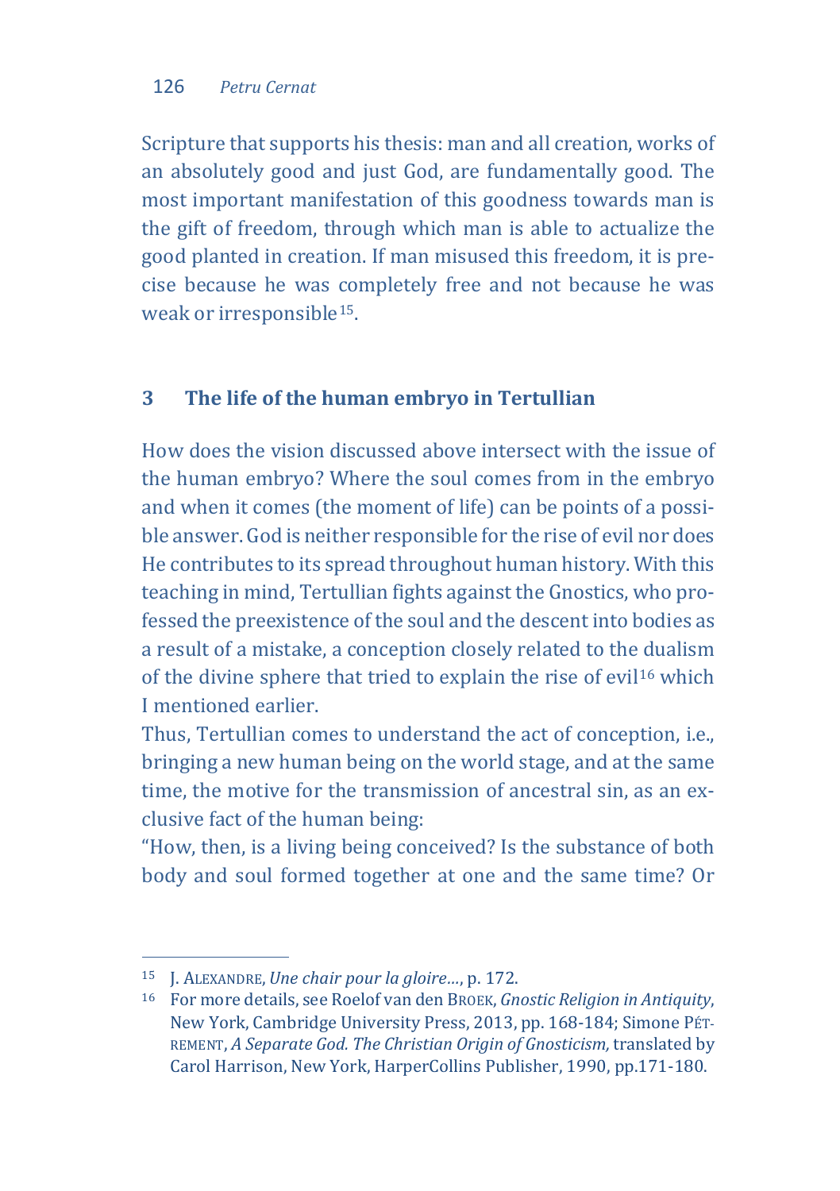Scripture that supports his thesis: man and all creation, works of an absolutely good and just God, are fundamentally good. The most important manifestation of this goodness towards man is the gift of freedom, through which man is able to actualize the good planted in creation. If man misused this freedom, it is precise because he was completely free and not because he was weak or irresponsible[15].

## 3 The life of the human embryo in Tertullian

How does the vision discussed above intersect with the issue of the human embryo? Where the soul comes from in the embryo and when it comes (the moment of life) can be points of a possible answer. God is neither responsible for the rise of evil nor does He contributes to its spread throughout human history. With this teaching in mind, Tertullian fights against the Gnostics, who professed the preexistence of the soul and the descent into bodies as a result of a mistake, a conception closely related to the dualism of the divine sphere that tried to explain the rise of evil[16] which I mentioned earlier.

Thus, Tertullian comes to understand the act of conception, i.e., bringing a new human being on the world stage, and at the same time, the motive for the transmission of ancestral sin, as an exclusive fact of the human being:

"How, then, is a living being conceived? Is the substance of both body and soul formed together at one and the same time? Or

---

[15] J. ALEXANDRE, *Une chair pour la gloire…*, p. 172.

[16] For more details, see Roelof van den BROEK, *Gnostic Religion in Antiquity*, New York, Cambridge University Press, 2013, pp. 168-184; Simone PÉTREMENT, *A Separate God. The Christian Origin of Gnosticism,* translated by Carol Harrison, New York, HarperCollins Publisher, 1990, pp.171-180.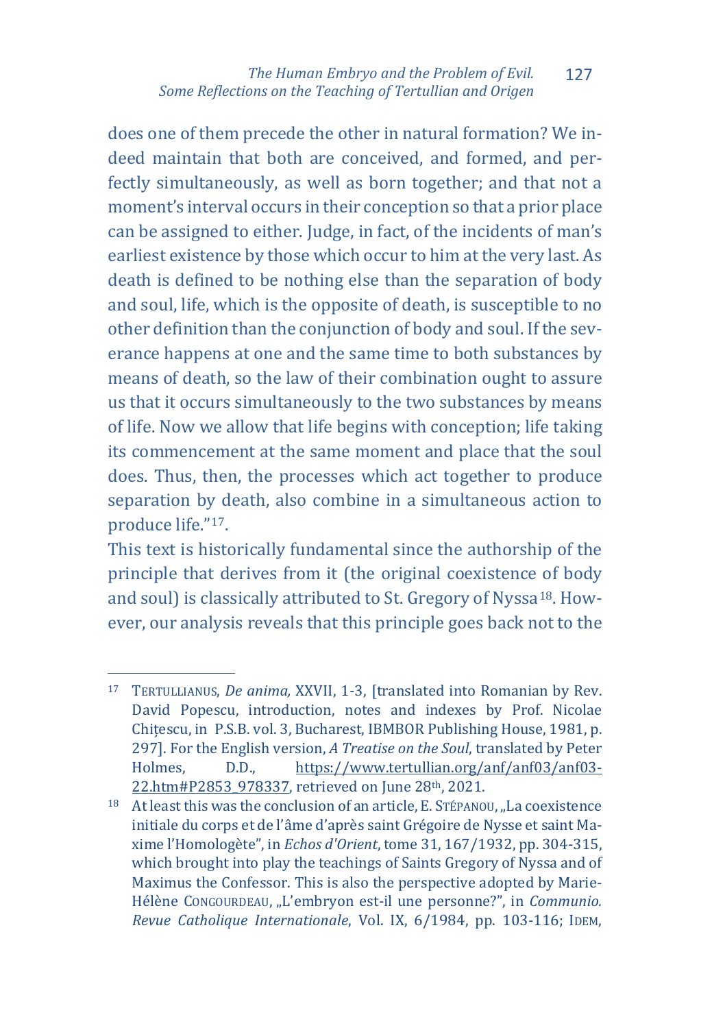does one of them precede the other in natural formation? We indeed maintain that both are conceived, and formed, and perfectly simultaneously, as well as born together; and that not a moment's interval occurs in their conception so that a prior place can be assigned to either. Judge, in fact, of the incidents of man's earliest existence by those which occur to him at the very last. As death is defined to be nothing else than the separation of body and soul, life, which is the opposite of death, is susceptible to no other definition than the conjunction of body and soul. If the severance happens at one and the same time to both substances by means of death, so the law of their combination ought to assure us that it occurs simultaneously to the two substances by means of life. Now we allow that life begins with conception; life taking its commencement at the same moment and place that the soul does. Thus, then, the processes which act together to produce separation by death, also combine in a simultaneous action to produce life."[17].

This text is historically fundamental since the authorship of the principle that derives from it (the original coexistence of body and soul) is classically attributed to St. Gregory of Nyssa[18]. However, our analysis reveals that this principle goes back not to the

---

[17] TERTULLIANUS, *De anima,* XXVII, 1-3, [translated into Romanian by Rev. David Popescu, introduction, notes and indexes by Prof. Nicolae Chițescu, in P.S.B. vol. 3, Bucharest, IBMBOR Publishing House, 1981, p. 297]. For the English version, *A Treatise on the Soul*, translated by Peter Holmes, D.D., https://www.tertullian.org/anf/anf03/anf03-22.htm#P2853_978337, retrieved on June 28th, 2021.

[18] At least this was the conclusion of an article, E. STÉPANOU, „La coexistence initiale du corps et de l'âme d'après saint Grégoire de Nysse et saint Maxime l'Homologète", in *Echos d'Orient*, tome 31, 167/1932, pp. 304-315, which brought into play the teachings of Saints Gregory of Nyssa and of Maximus the Confessor. This is also the perspective adopted by Marie-Hélène CONGOURDEAU, „L'embryon est-il une personne?", in *Communio. Revue Catholique Internationale*, Vol. IX, 6/1984, pp. 103-116; IDEM,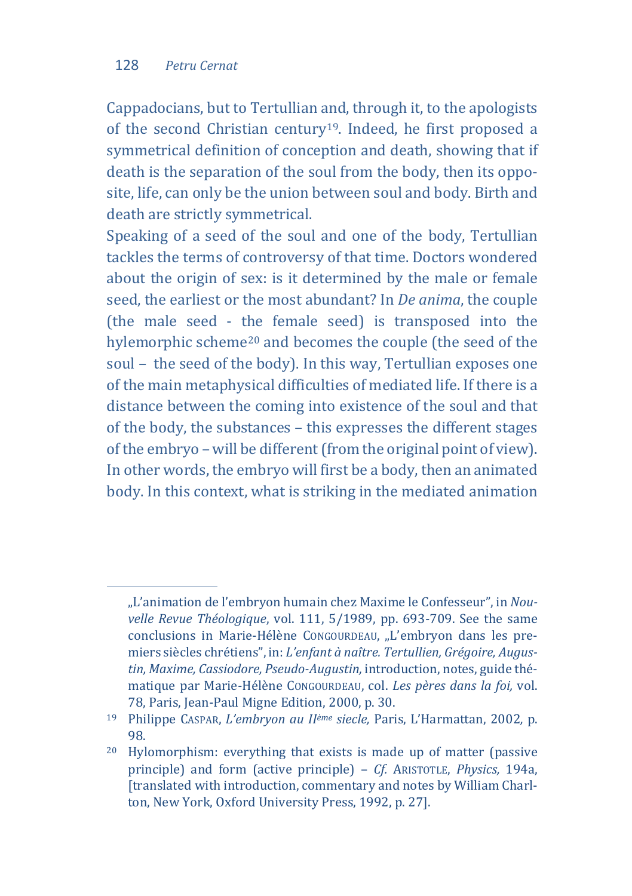Cappadocians, but to Tertullian and, through it, to the apologists of the second Christian century[19]. Indeed, he first proposed a symmetrical definition of conception and death, showing that if death is the separation of the soul from the body, then its opposite, life, can only be the union between soul and body. Birth and death are strictly symmetrical.

Speaking of a seed of the soul and one of the body, Tertullian tackles the terms of controversy of that time. Doctors wondered about the origin of sex: is it determined by the male or female seed, the earliest or the most abundant? In *De anima*, the couple (the male seed - the female seed) is transposed into the hylemorphic scheme[20] and becomes the couple (the seed of the soul – the seed of the body). In this way, Tertullian exposes one of the main metaphysical difficulties of mediated life. If there is a distance between the coming into existence of the soul and that of the body, the substances – this expresses the different stages of the embryo – will be different (from the original point of view). In other words, the embryo will first be a body, then an animated body. In this context, what is striking in the mediated animation

---

„L'animation de l'embryon humain chez Maxime le Confesseur", in *Nouvelle Revue Théologique*, vol. 111, 5/1989, pp. 693-709. See the same conclusions in Marie-Hélène CONGOURDEAU, „L'embryon dans les premiers siècles chrétiens", in: *L'enfant à naître. Tertullien, Grégoire, Augustin, Maxime, Cassiodore, Pseudo-Augustin,* introduction, notes, guide thématique par Marie-Hélène CONGOURDEAU, col. *Les pères dans la foi,* vol. 78, Paris, Jean-Paul Migne Edition, 2000, p. 30.

[19] Philippe CASPAR, *L'embryon au II<sup>ème</sup> siecle,* Paris, L'Harmattan, 2002, p. 98.

[20] Hylomorphism: everything that exists is made up of matter (passive principle) and form (active principle) – *Cf.* ARISTOTLE, *Physics,* 194a, [translated with introduction, commentary and notes by William Charlton, New York, Oxford University Press, 1992, p. 27].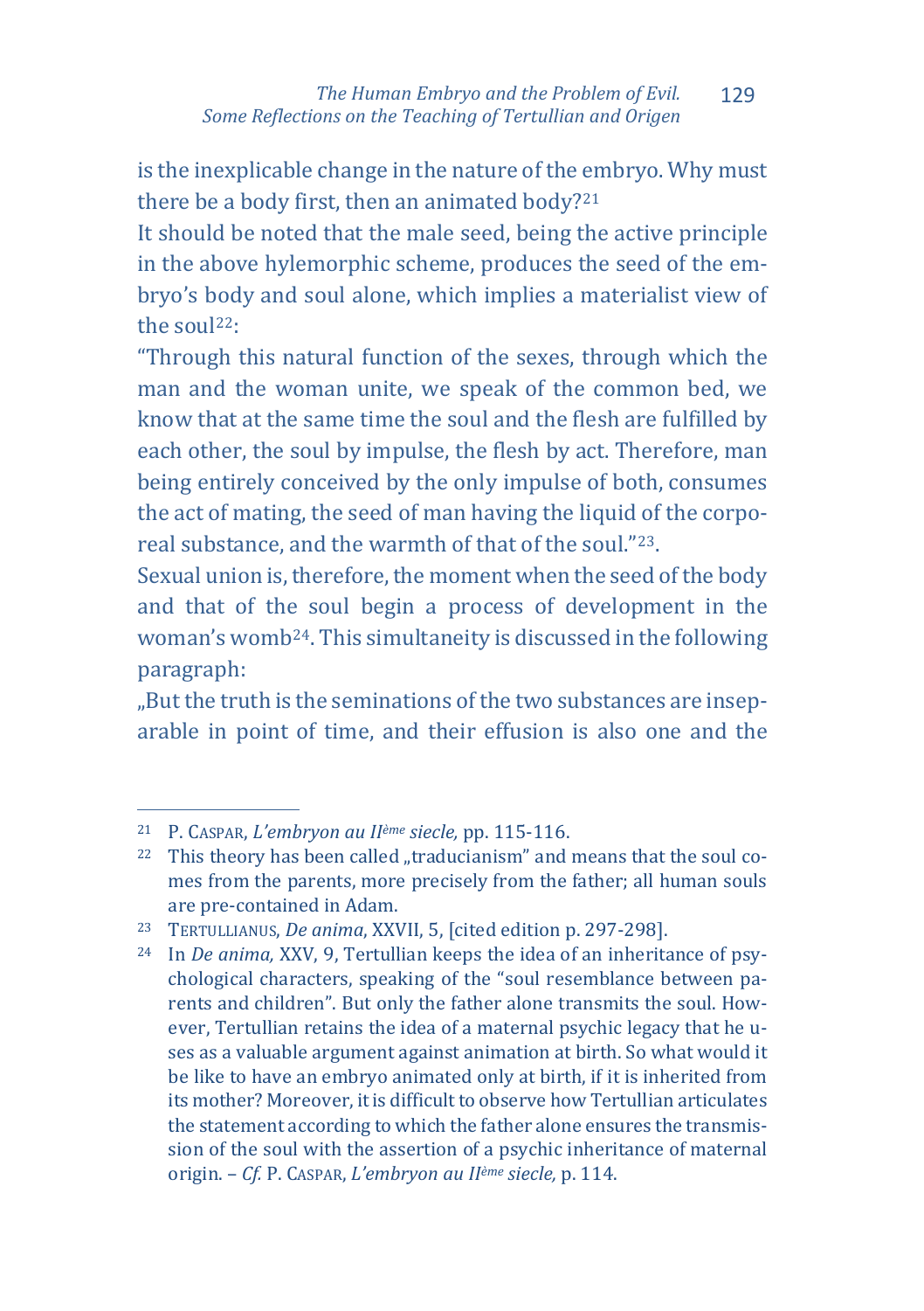is the inexplicable change in the nature of the embryo. Why must there be a body first, then an animated body?[21]

It should be noted that the male seed, being the active principle in the above hylemorphic scheme, produces the seed of the embryo's body and soul alone, which implies a materialist view of the soul[22]:

"Through this natural function of the sexes, through which the man and the woman unite, we speak of the common bed, we know that at the same time the soul and the flesh are fulfilled by each other, the soul by impulse, the flesh by act. Therefore, man being entirely conceived by the only impulse of both, consumes the act of mating, the seed of man having the liquid of the corporeal substance, and the warmth of that of the soul."[23].

Sexual union is, therefore, the moment when the seed of the body and that of the soul begin a process of development in the woman's womb[24]. This simultaneity is discussed in the following paragraph:

„But the truth is the seminations of the two substances are inseparable in point of time, and their effusion is also one and the

---

[21] P. Caspar, *L'embryon au IIème siecle,* pp. 115-116.

[22] This theory has been called „traducianism" and means that the soul comes from the parents, more precisely from the father; all human souls are pre-contained in Adam.

[23] Tertullianus, *De anima*, XXVII, 5, [cited edition p. 297-298].

[24] In *De anima,* XXV, 9, Tertullian keeps the idea of an inheritance of psychological characters, speaking of the "soul resemblance between parents and children". But only the father alone transmits the soul. However, Tertullian retains the idea of a maternal psychic legacy that he uses as a valuable argument against animation at birth. So what would it be like to have an embryo animated only at birth, if it is inherited from its mother? Moreover, it is difficult to observe how Tertullian articulates the statement according to which the father alone ensures the transmission of the soul with the assertion of a psychic inheritance of maternal origin. – *Cf.* P. Caspar, *L'embryon au IIème siecle,* p. 114.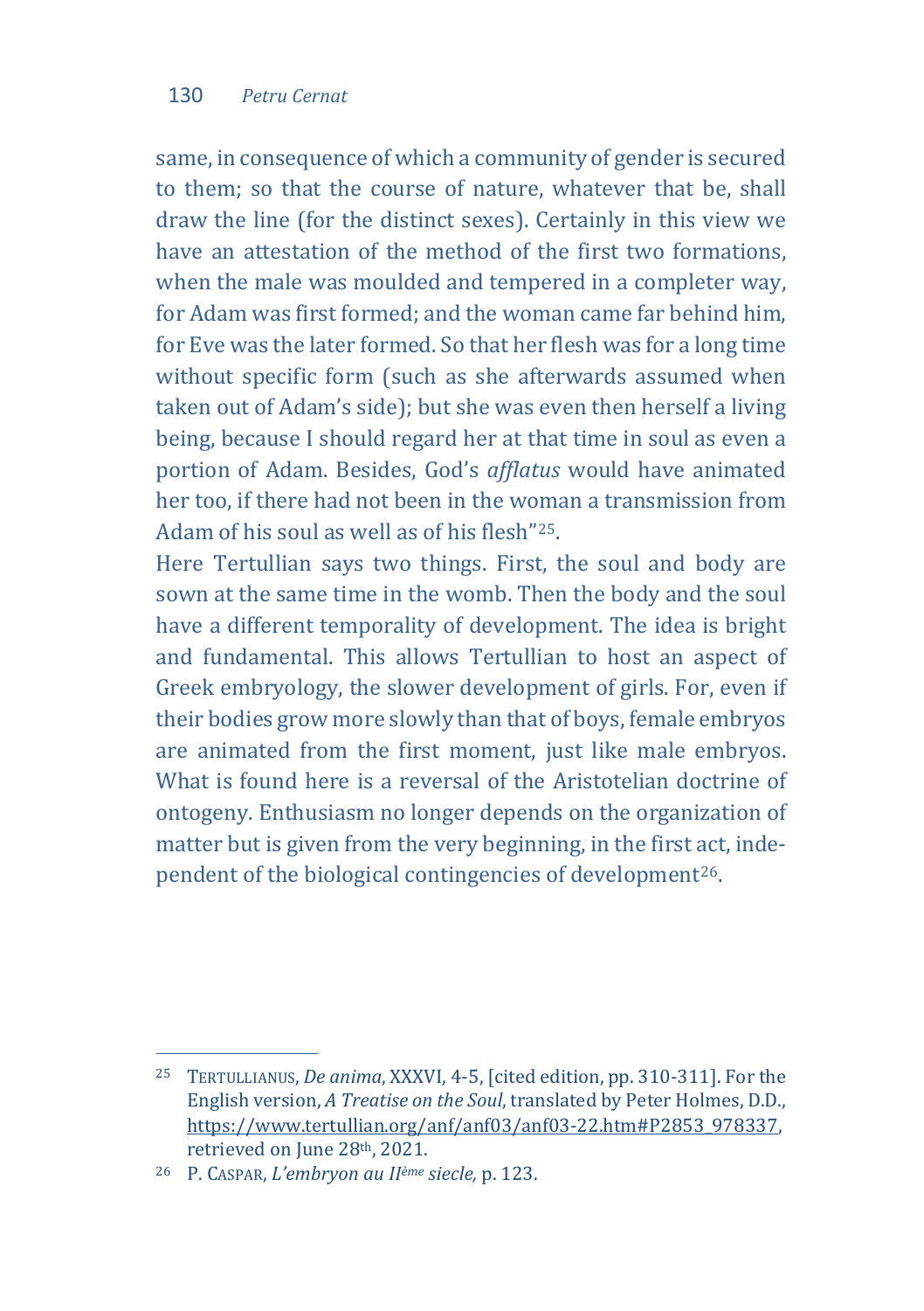same, in consequence of which a community of gender is secured to them; so that the course of nature, whatever that be, shall draw the line (for the distinct sexes). Certainly in this view we have an attestation of the method of the first two formations, when the male was moulded and tempered in a completer way, for Adam was first formed; and the woman came far behind him, for Eve was the later formed. So that her flesh was for a long time without specific form (such as she afterwards assumed when taken out of Adam's side); but she was even then herself a living being, because I should regard her at that time in soul as even a portion of Adam. Besides, God's *afflatus* would have animated her too, if there had not been in the woman a transmission from Adam of his soul as well as of his flesh"[25].

Here Tertullian says two things. First, the soul and body are sown at the same time in the womb. Then the body and the soul have a different temporality of development. The idea is bright and fundamental. This allows Tertullian to host an aspect of Greek embryology, the slower development of girls. For, even if their bodies grow more slowly than that of boys, female embryos are animated from the first moment, just like male embryos. What is found here is a reversal of the Aristotelian doctrine of ontogeny. Enthusiasm no longer depends on the organization of matter but is given from the very beginning, in the first act, independent of the biological contingencies of development[26].

---

[25] TERTULLIANUS, *De anima*, XXXVI, 4-5, [cited edition, pp. 310-311]. For the English version, *A Treatise on the Soul*, translated by Peter Holmes, D.D., https://www.tertullian.org/anf/anf03/anf03-22.htm#P2853_978337, retrieved on June 28th, 2021.

[26] P. CASPAR, *L'embryon au IIème siecle*, p. 123.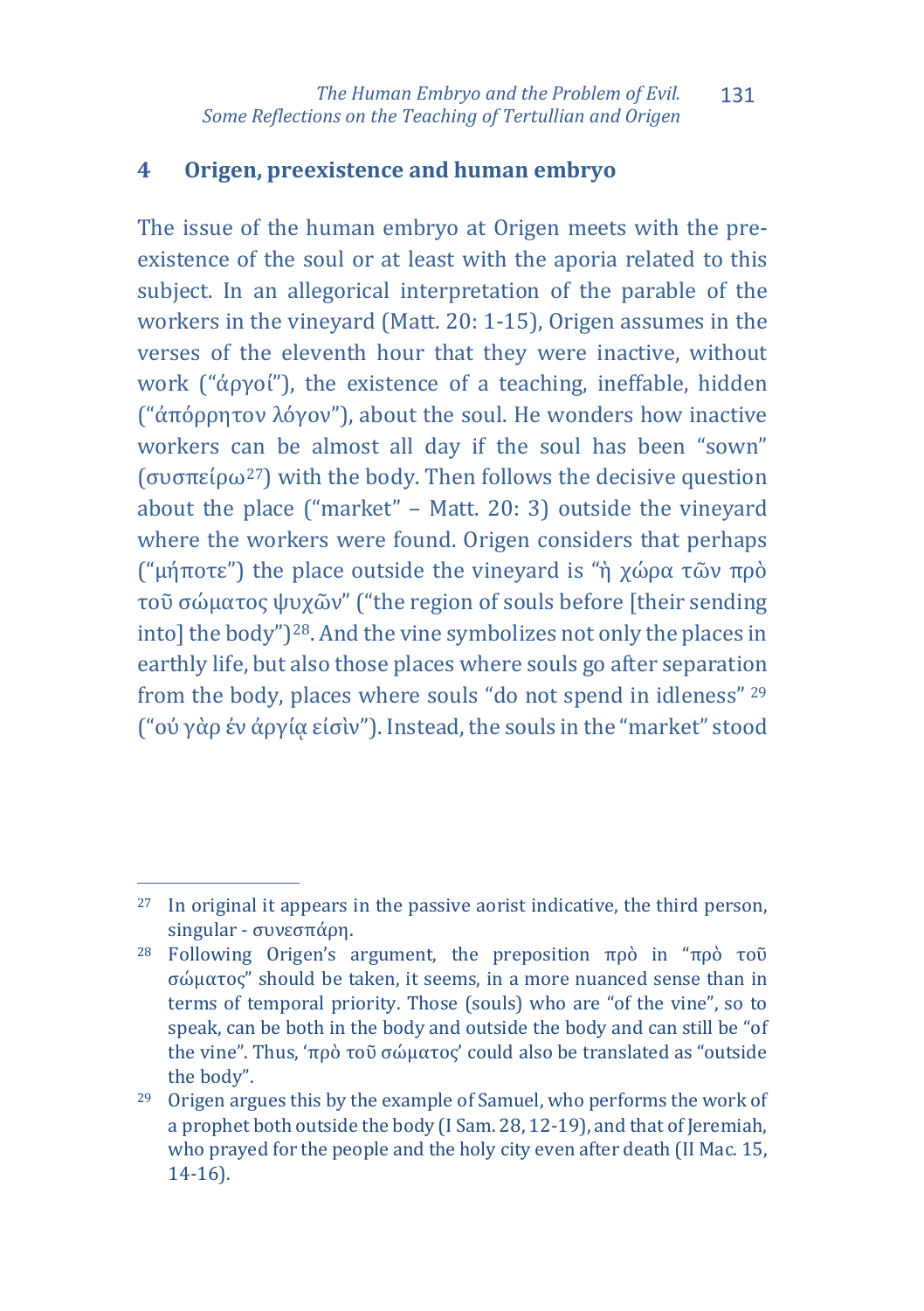## 4 Origen, preexistence and human embryo

The issue of the human embryo at Origen meets with the pre-existence of the soul or at least with the aporia related to this subject. In an allegorical interpretation of the parable of the workers in the vineyard (Matt. 20: 1-15), Origen assumes in the verses of the eleventh hour that they were inactive, without work ("ἄργοί"), the existence of a teaching, ineffable, hidden ("ἀπόρρητον λόγον"), about the soul. He wonders how inactive workers can be almost all day if the soul has been "sown" (συσπείρω[27]) with the body. Then follows the decisive question about the place ("market" – Matt. 20: 3) outside the vineyard where the workers were found. Origen considers that perhaps ("μήποτε") the place outside the vineyard is "ἡ χώρα τῶν πρὸ τοῦ σώματος ψυχῶν" ("the region of souls before [their sending into] the body")[28]. And the vine symbolizes not only the places in earthly life, but also those places where souls go after separation from the body, places where souls "do not spend in idleness" [29] ("οὐ γὰρ ἐν ἀργίᾳ εἰσὶν"). Instead, the souls in the "market" stood

---

[27] In original it appears in the passive aorist indicative, the third person, singular - συνεσπάρη.

[28] Following Origen's argument, the preposition πρὸ in "πρὸ τοῦ σώματος" should be taken, it seems, in a more nuanced sense than in terms of temporal priority. Those (souls) who are "of the vine", so to speak, can be both in the body and outside the body and can still be "of the vine". Thus, 'πρὸ τοῦ σώματος' could also be translated as "outside the body".

[29] Origen argues this by the example of Samuel, who performs the work of a prophet both outside the body (I Sam. 28, 12-19), and that of Jeremiah, who prayed for the people and the holy city even after death (II Mac. 15, 14-16).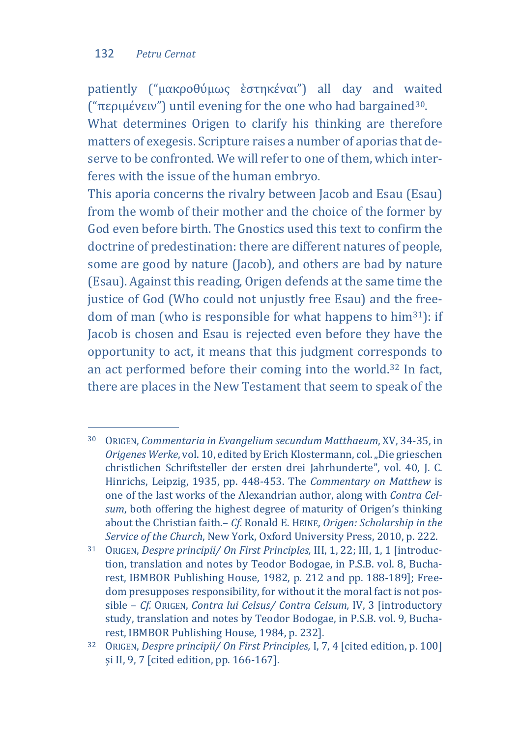patiently ("μακροθύμως ἑστηκέναι") all day and waited ("περιμένειν") until evening for the one who had bargained[30].

What determines Origen to clarify his thinking are therefore matters of exegesis. Scripture raises a number of aporias that deserve to be confronted. We will refer to one of them, which interferes with the issue of the human embryo.

This aporia concerns the rivalry between Jacob and Esau (Esau) from the womb of their mother and the choice of the former by God even before birth. The Gnostics used this text to confirm the doctrine of predestination: there are different natures of people, some are good by nature (Jacob), and others are bad by nature (Esau). Against this reading, Origen defends at the same time the justice of God (Who could not unjustly free Esau) and the freedom of man (who is responsible for what happens to him[31]): if Jacob is chosen and Esau is rejected even before they have the opportunity to act, it means that this judgment corresponds to an act performed before their coming into the world.[32] In fact, there are places in the New Testament that seem to speak of the

---

[30] ORIGEN, *Commentaria in Evangelium secundum Matthaeum*, XV, 34-35, in *Origenes Werke*, vol. 10, edited by Erich Klostermann, col. „Die grieschen christlichen Schriftsteller der ersten drei Jahrhunderte", vol. 40, J. C. Hinrichs, Leipzig, 1935, pp. 448-453. The *Commentary on Matthew* is one of the last works of the Alexandrian author, along with *Contra Celsum*, both offering the highest degree of maturity of Origen's thinking about the Christian faith.– *Cf.* Ronald E. HEINE, *Origen: Scholarship in the Service of the Church*, New York, Oxford University Press, 2010, p. 222.

[31] ORIGEN, *Despre principii/ On First Principles*, III, 1, 22; III, 1, 1 [introduction, translation and notes by Teodor Bodogae, in P.S.B. vol. 8, Bucharest, IBMBOR Publishing House, 1982, p. 212 and pp. 188-189]; Freedom presupposes responsibility, for without it the moral fact is not possible – *Cf.* ORIGEN, *Contra lui Celsus/ Contra Celsum*, IV, 3 [introductory study, translation and notes by Teodor Bodogae, in P.S.B. vol. 9, Bucharest, IBMBOR Publishing House, 1984, p. 232].

[32] ORIGEN, *Despre principii/ On First Principles*, I, 7, 4 [cited edition, p. 100] și II, 9, 7 [cited edition, pp. 166-167].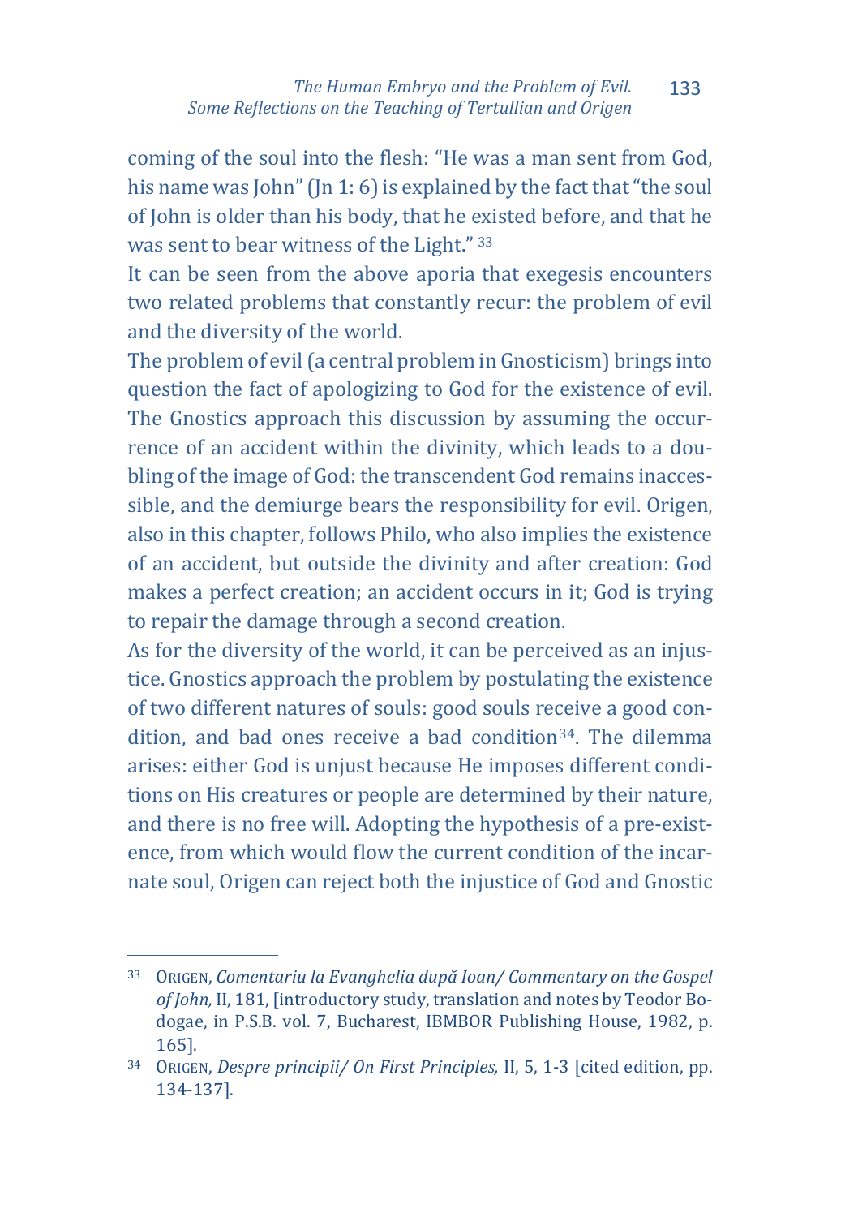coming of the soul into the flesh: "He was a man sent from God, his name was John" (Jn 1: 6) is explained by the fact that "the soul of John is older than his body, that he existed before, and that he was sent to bear witness of the Light." [33]

It can be seen from the above aporia that exegesis encounters two related problems that constantly recur: the problem of evil and the diversity of the world.

The problem of evil (a central problem in Gnosticism) brings into question the fact of apologizing to God for the existence of evil. The Gnostics approach this discussion by assuming the occurrence of an accident within the divinity, which leads to a doubling of the image of God: the transcendent God remains inaccessible, and the demiurge bears the responsibility for evil. Origen, also in this chapter, follows Philo, who also implies the existence of an accident, but outside the divinity and after creation: God makes a perfect creation; an accident occurs in it; God is trying to repair the damage through a second creation.

As for the diversity of the world, it can be perceived as an injustice. Gnostics approach the problem by postulating the existence of two different natures of souls: good souls receive a good condition, and bad ones receive a bad condition[34]. The dilemma arises: either God is unjust because He imposes different conditions on His creatures or people are determined by their nature, and there is no free will. Adopting the hypothesis of a pre-existence, from which would flow the current condition of the incarnate soul, Origen can reject both the injustice of God and Gnostic

---

[33] ORIGEN, *Comentariu la Evanghelia după Ioan/ Commentary on the Gospel of John,* II, 181, [introductory study, translation and notes by Teodor Bodogae, in P.S.B. vol. 7, Bucharest, IBMBOR Publishing House, 1982, p. 165].

[34] ORIGEN, *Despre principii/ On First Principles,* II, 5, 1-3 [cited edition, pp. 134-137].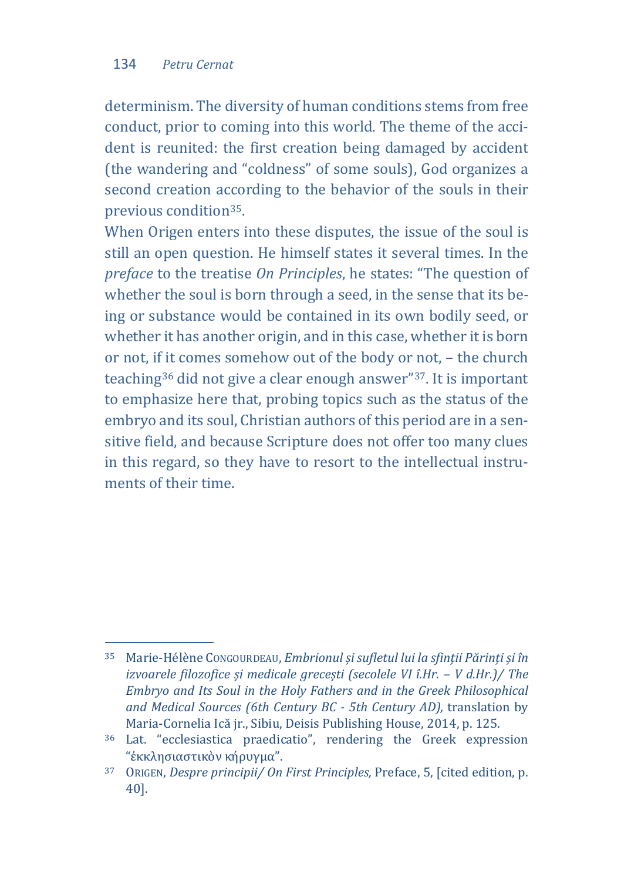determinism. The diversity of human conditions stems from free conduct, prior to coming into this world. The theme of the accident is reunited: the first creation being damaged by accident (the wandering and "coldness" of some souls), God organizes a second creation according to the behavior of the souls in their previous condition[35].

When Origen enters into these disputes, the issue of the soul is still an open question. He himself states it several times. In the *preface* to the treatise *On Principles*, he states: "The question of whether the soul is born through a seed, in the sense that its being or substance would be contained in its own bodily seed, or whether it has another origin, and in this case, whether it is born or not, if it comes somehow out of the body or not, – the church teaching[36] did not give a clear enough answer"[37]. It is important to emphasize here that, probing topics such as the status of the embryo and its soul, Christian authors of this period are in a sensitive field, and because Scripture does not offer too many clues in this regard, so they have to resort to the intellectual instruments of their time.

---

[35] Marie-Hélène Congourdeau, *Embrionul și sufletul lui la sfinții Părinți și în izvoarele filozofice și medicale grecești (secolele VI î.Hr. – V d.Hr.)/ The Embryo and Its Soul in the Holy Fathers and in the Greek Philosophical and Medical Sources (6th Century BC - 5th Century AD),* translation by Maria-Cornelia Ică jr., Sibiu, Deisis Publishing House, 2014, p. 125.

[36] Lat. "ecclesiastica praedicatio", rendering the Greek expression "ἐκκλησιαστικὸν κήρυγμα".

[37] Origen, *Despre principii/ On First Principles,* Preface, 5, [cited edition, p. 40].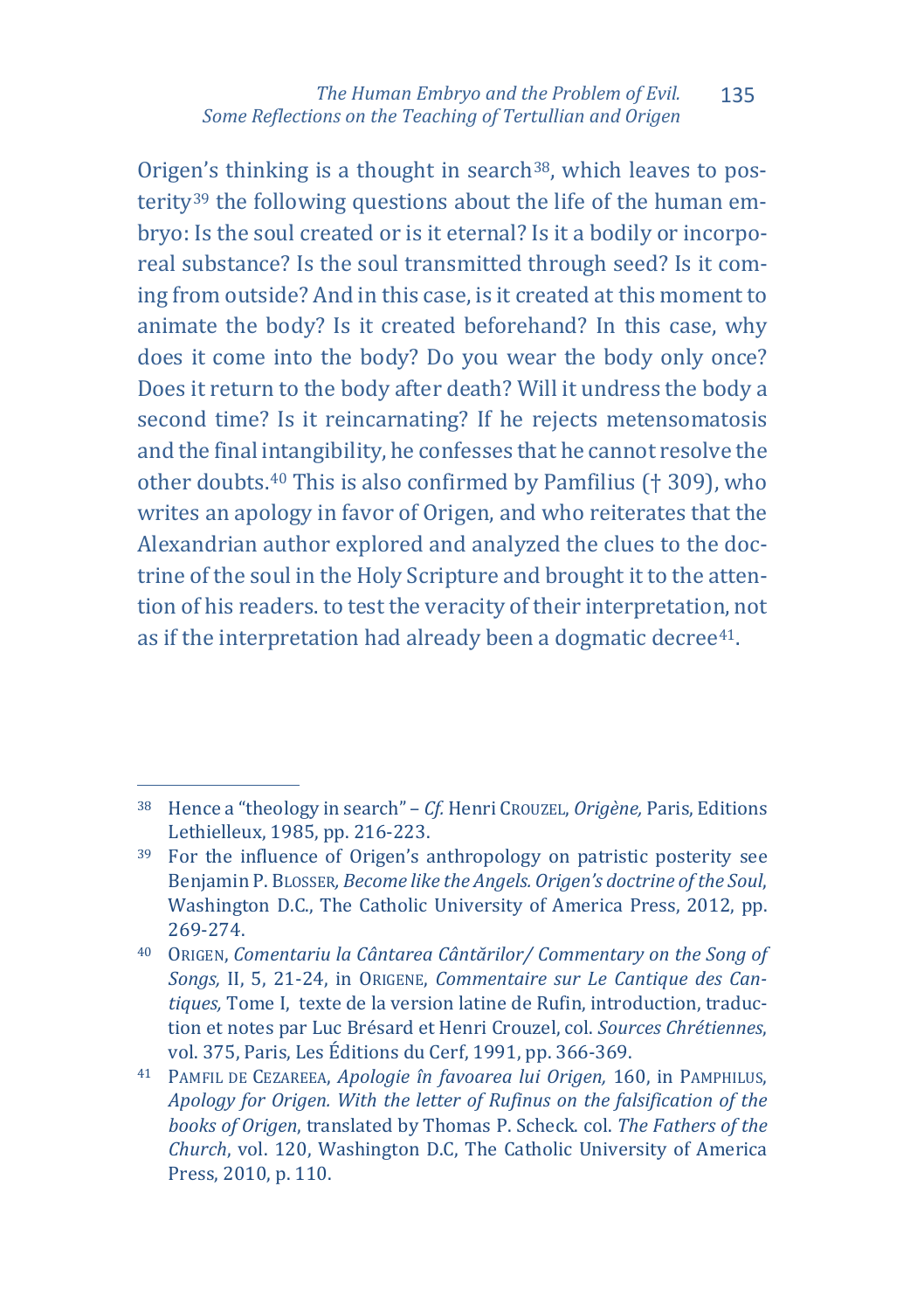Origen's thinking is a thought in search[38], which leaves to posterity[39] the following questions about the life of the human embryo: Is the soul created or is it eternal? Is it a bodily or incorporeal substance? Is the soul transmitted through seed? Is it coming from outside? And in this case, is it created at this moment to animate the body? Is it created beforehand? In this case, why does it come into the body? Do you wear the body only once? Does it return to the body after death? Will it undress the body a second time? Is it reincarnating? If he rejects metensomatosis and the final intangibility, he confesses that he cannot resolve the other doubts.[40] This is also confirmed by Pamfilius († 309), who writes an apology in favor of Origen, and who reiterates that the Alexandrian author explored and analyzed the clues to the doctrine of the soul in the Holy Scripture and brought it to the attention of his readers. to test the veracity of their interpretation, not as if the interpretation had already been a dogmatic decree[41].

---

[38] Hence a "theology in search" – *Cf.* Henri Crouzel, *Origène,* Paris, Editions Lethielleux, 1985, pp. 216-223.

[39] For the influence of Origen's anthropology on patristic posterity see Benjamin P. Blosser*, Become like the Angels. Origen's doctrine of the Soul*, Washington D.C., The Catholic University of America Press, 2012, pp. 269-274.

[40] Origen, *Comentariu la Cântarea Cântărilor/ Commentary on the Song of Songs,* II, 5, 21-24, in Origene, *Commentaire sur Le Cantique des Cantiques,* Tome I, texte de la version latine de Rufin, introduction, traduction et notes par Luc Brésard et Henri Crouzel, col. *Sources Chrétiennes*, vol. 375, Paris, Les Éditions du Cerf, 1991, pp. 366-369.

[41] Pamfil de Cezareea, *Apologie în favoarea lui Origen,* 160, in Pamphilus, *Apology for Origen. With the letter of Rufinus on the falsification of the books of Origen*, translated by Thomas P. Scheck. col. *The Fathers of the Church*, vol. 120, Washington D.C, The Catholic University of America Press, 2010, p. 110.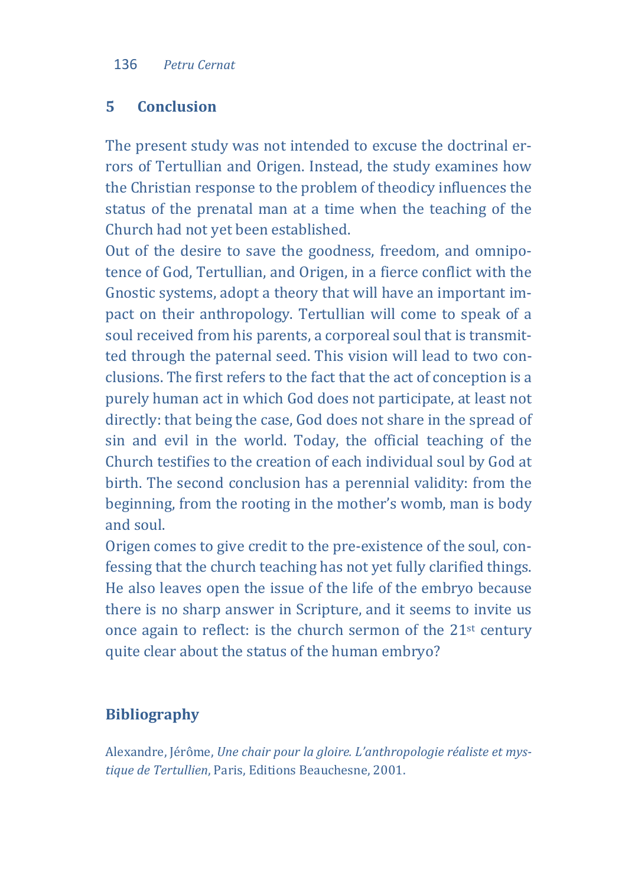## 5 Conclusion

The present study was not intended to excuse the doctrinal errors of Tertullian and Origen. Instead, the study examines how the Christian response to the problem of theodicy influences the status of the prenatal man at a time when the teaching of the Church had not yet been established.

Out of the desire to save the goodness, freedom, and omnipotence of God, Tertullian, and Origen, in a fierce conflict with the Gnostic systems, adopt a theory that will have an important impact on their anthropology. Tertullian will come to speak of a soul received from his parents, a corporeal soul that is transmitted through the paternal seed. This vision will lead to two conclusions. The first refers to the fact that the act of conception is a purely human act in which God does not participate, at least not directly: that being the case, God does not share in the spread of sin and evil in the world. Today, the official teaching of the Church testifies to the creation of each individual soul by God at birth. The second conclusion has a perennial validity: from the beginning, from the rooting in the mother's womb, man is body and soul.

Origen comes to give credit to the pre-existence of the soul, confessing that the church teaching has not yet fully clarified things. He also leaves open the issue of the life of the embryo because there is no sharp answer in Scripture, and it seems to invite us once again to reflect: is the church sermon of the 21st century quite clear about the status of the human embryo?

## Bibliography

Alexandre, Jérôme, *Une chair pour la gloire. L'anthropologie réaliste et mystique de Tertullien*, Paris, Editions Beauchesne, 2001.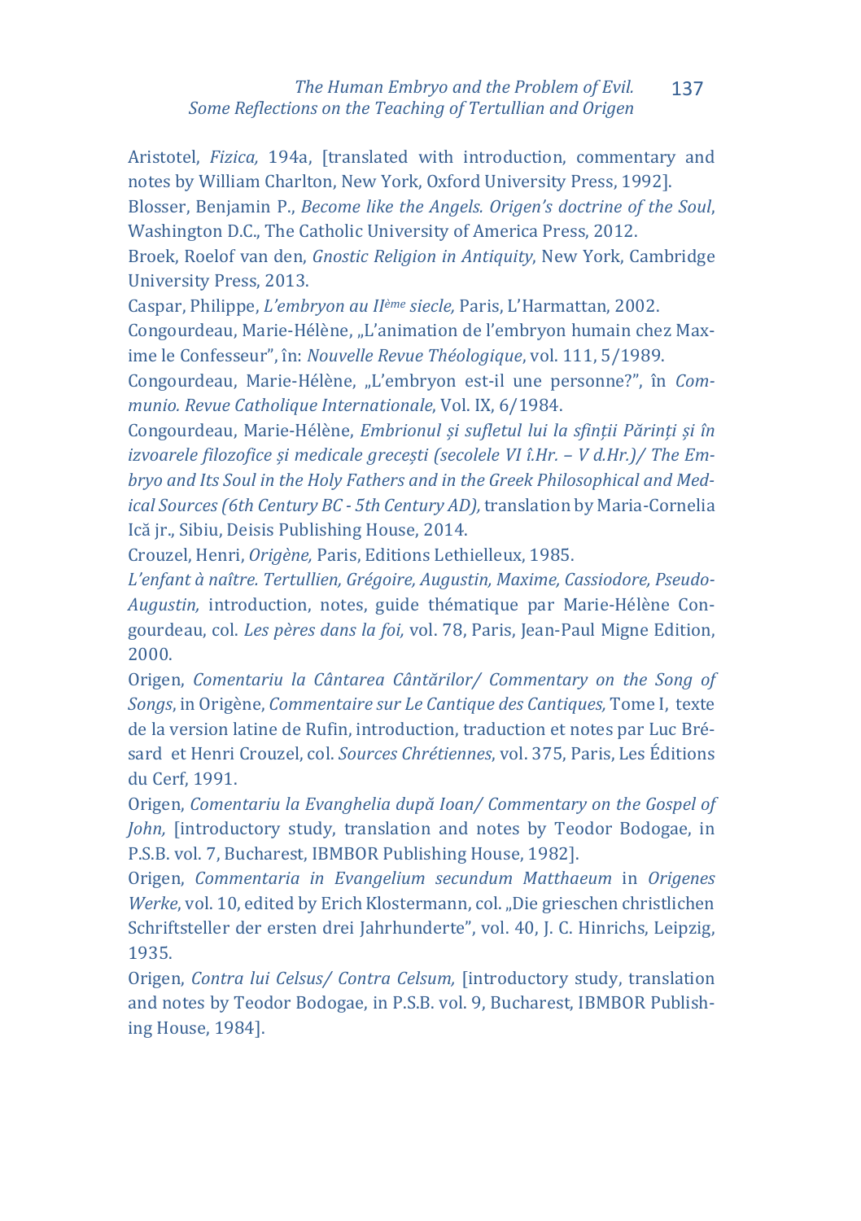Aristotel, *Fizica,* 194a, [translated with introduction, commentary and notes by William Charlton, New York, Oxford University Press, 1992].

Blosser, Benjamin P., *Become like the Angels. Origen's doctrine of the Soul*, Washington D.C., The Catholic University of America Press, 2012.

Broek, Roelof van den, *Gnostic Religion in Antiquity*, New York, Cambridge University Press, 2013.

Caspar, Philippe, *L'embryon au IIème siecle,* Paris, L'Harmattan, 2002.

Congourdeau, Marie-Hélène, „L'animation de l'embryon humain chez Maxime le Confesseur", în: *Nouvelle Revue Théologique*, vol. 111, 5/1989.

Congourdeau, Marie-Hélène, „L'embryon est-il une personne?", în *Communio. Revue Catholique Internationale*, Vol. IX, 6/1984.

Congourdeau, Marie-Hélène, *Embrionul și sufletul lui la sfinții Părinți și în izvoarele filozofice și medicale grecești (secolele VI î.Hr. – V d.Hr.)/ The Embryo and Its Soul in the Holy Fathers and in the Greek Philosophical and Medical Sources (6th Century BC - 5th Century AD),* translation by Maria-Cornelia Ică jr., Sibiu, Deisis Publishing House, 2014.

Crouzel, Henri, *Origène,* Paris, Editions Lethielleux, 1985.

*L'enfant à naître. Tertullien, Grégoire, Augustin, Maxime, Cassiodore, Pseudo-Augustin,* introduction, notes, guide thématique par Marie-Hélène Congourdeau, col. *Les pères dans la foi,* vol. 78, Paris, Jean-Paul Migne Edition, 2000.

Origen, *Comentariu la Cântarea Cântărilor/ Commentary on the Song of Songs*, in Origène, *Commentaire sur Le Cantique des Cantiques,* Tome I, texte de la version latine de Rufin, introduction, traduction et notes par Luc Brésard et Henri Crouzel, col. *Sources Chrétiennes*, vol. 375, Paris, Les Éditions du Cerf, 1991.

Origen, *Comentariu la Evanghelia după Ioan/ Commentary on the Gospel of John,* [introductory study, translation and notes by Teodor Bodogae, in P.S.B. vol. 7, Bucharest, IBMBOR Publishing House, 1982].

Origen, *Commentaria in Evangelium secundum Matthaeum* in *Origenes Werke*, vol. 10, edited by Erich Klostermann, col. „Die grieschen christlichen Schriftsteller der ersten drei Jahrhunderte", vol. 40, J. C. Hinrichs, Leipzig, 1935.

Origen, *Contra lui Celsus/ Contra Celsum,* [introductory study, translation and notes by Teodor Bodogae, in P.S.B. vol. 9, Bucharest, IBMBOR Publishing House, 1984].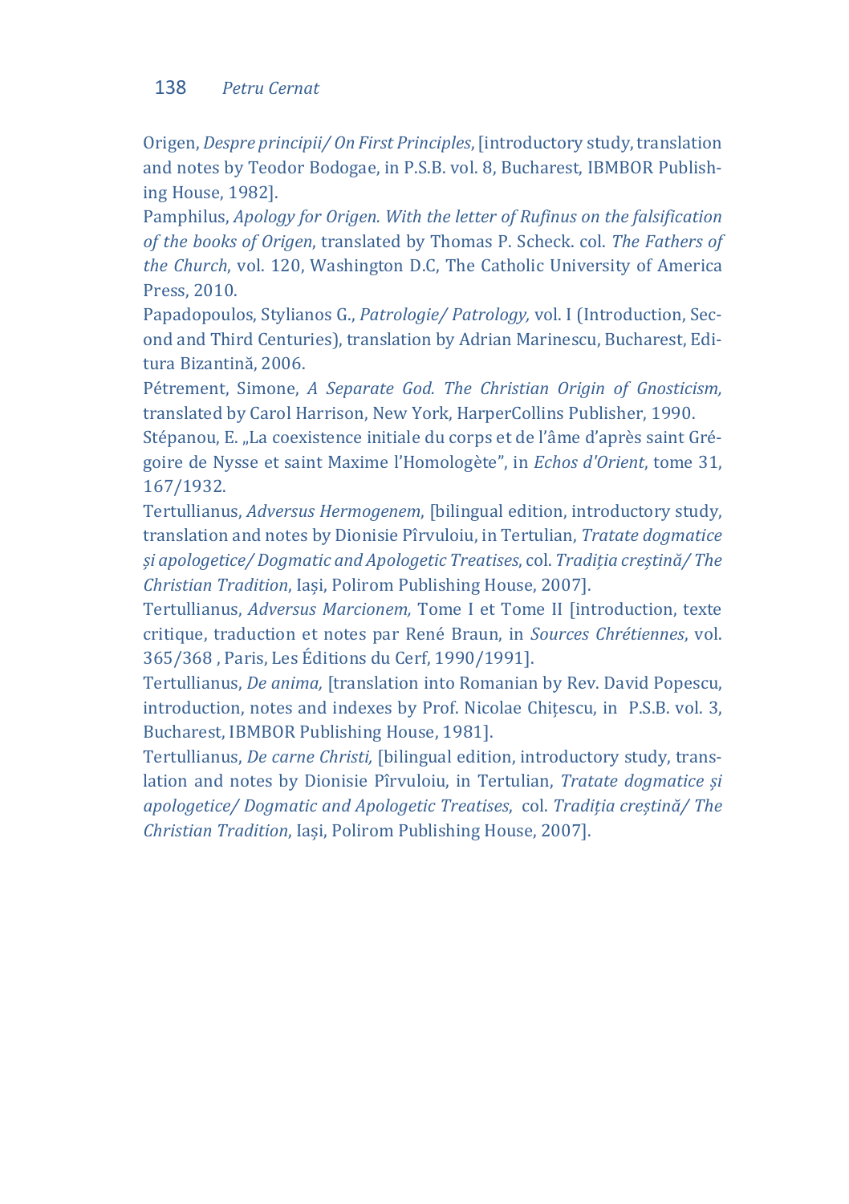Origen, *Despre principii/ On First Principles*, [introductory study, translation and notes by Teodor Bodogae, in P.S.B. vol. 8, Bucharest, IBMBOR Publishing House, 1982].

Pamphilus, *Apology for Origen. With the letter of Rufinus on the falsification of the books of Origen*, translated by Thomas P. Scheck. col. *The Fathers of the Church*, vol. 120, Washington D.C, The Catholic University of America Press, 2010.

Papadopoulos, Stylianos G., *Patrologie/ Patrology,* vol. I (Introduction, Second and Third Centuries), translation by Adrian Marinescu, Bucharest, Editura Bizantină, 2006.

Pétrement, Simone, *A Separate God. The Christian Origin of Gnosticism,* translated by Carol Harrison, New York, HarperCollins Publisher, 1990.

Stépanou, E. „La coexistence initiale du corps et de l'âme d'après saint Grégoire de Nysse et saint Maxime l'Homologète", in *Echos d'Orient*, tome 31, 167/1932.

Tertullianus, *Adversus Hermogenem*, [bilingual edition, introductory study, translation and notes by Dionisie Pîrvuloiu, in Tertulian, *Tratate dogmatice și apologetice/ Dogmatic and Apologetic Treatises*, col. *Tradiția creștină/ The Christian Tradition*, Iași, Polirom Publishing House, 2007].

Tertullianus, *Adversus Marcionem,* Tome I et Tome II [introduction, texte critique, traduction et notes par René Braun, in *Sources Chrétiennes*, vol. 365/368 , Paris, Les Éditions du Cerf, 1990/1991].

Tertullianus, *De anima,* [translation into Romanian by Rev. David Popescu, introduction, notes and indexes by Prof. Nicolae Chițescu, in P.S.B. vol. 3, Bucharest, IBMBOR Publishing House, 1981].

Tertullianus, *De carne Christi,* [bilingual edition, introductory study, translation and notes by Dionisie Pîrvuloiu, in Tertulian, *Tratate dogmatice și apologetice/ Dogmatic and Apologetic Treatises*, col. *Tradiția creștină/ The Christian Tradition*, Iași, Polirom Publishing House, 2007].